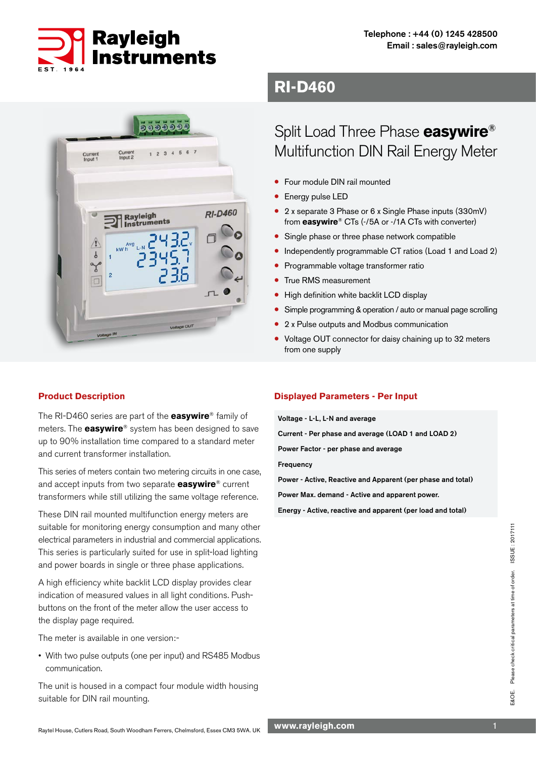Telephone : +44 (0) 1245 428500
Email : sales@rayleigh.com

# RI-D460

## Split Load Three Phase **easywire**® Multifunction DIN Rail Energy Meter

- Four module DIN rail mounted
- Energy pulse LED
- 2 x separate 3 Phase or 6 x Single Phase inputs (330mV) from **easywire**® CTs (-/5A or -/1A CTs with converter)
- Single phase or three phase network compatible
- Independently programmable CT ratios (Load 1 and Load 2)
- Programmable voltage transformer ratio
- True RMS measurement
- High definition white backlit LCD display
- Simple programming & operation / auto or manual page scrolling
- 2 x Pulse outputs and Modbus communication
- Voltage OUT connector for daisy chaining up to 32 meters from one supply

### Product Description

The RI-D460 series are part of the **easywire**® family of meters. The **easywire**® system has been designed to save up to 90% installation time compared to a standard meter and current transformer installation.

This series of meters contain two metering circuits in one case, and accept inputs from two separate **easywire**® current transformers while still utilizing the same voltage reference.

These DIN rail mounted multifunction energy meters are suitable for monitoring energy consumption and many other electrical parameters in industrial and commercial applications. This series is particularly suited for use in split-load lighting and power boards in single or three phase applications.

A high efficiency white backlit LCD display provides clear indication of measured values in all light conditions. Push-buttons on the front of the meter allow the user access to the display page required.

The meter is available in one version:-

- With two pulse outputs (one per input) and RS485 Modbus communication.

The unit is housed in a compact four module width housing suitable for DIN rail mounting.

### Displayed Parameters - Per Input

**Voltage - L-L, L-N and average**

**Current - Per phase and average (LOAD 1 and LOAD 2)**

**Power Factor - per phase and average**

**Frequency**

**Power - Active, Reactive and Apparent (per phase and total)**

**Power Max. demand - Active and apparent power.**

**Energy - Active, reactive and apparent (per load and total)**

E&OE. Please check critical parameters at time of order. ISSUE : 2017111

Raytel House, Cutlers Road, South Woodham Ferrers, Chelmsford, Essex CM3 5WA. UK

www.rayleigh.com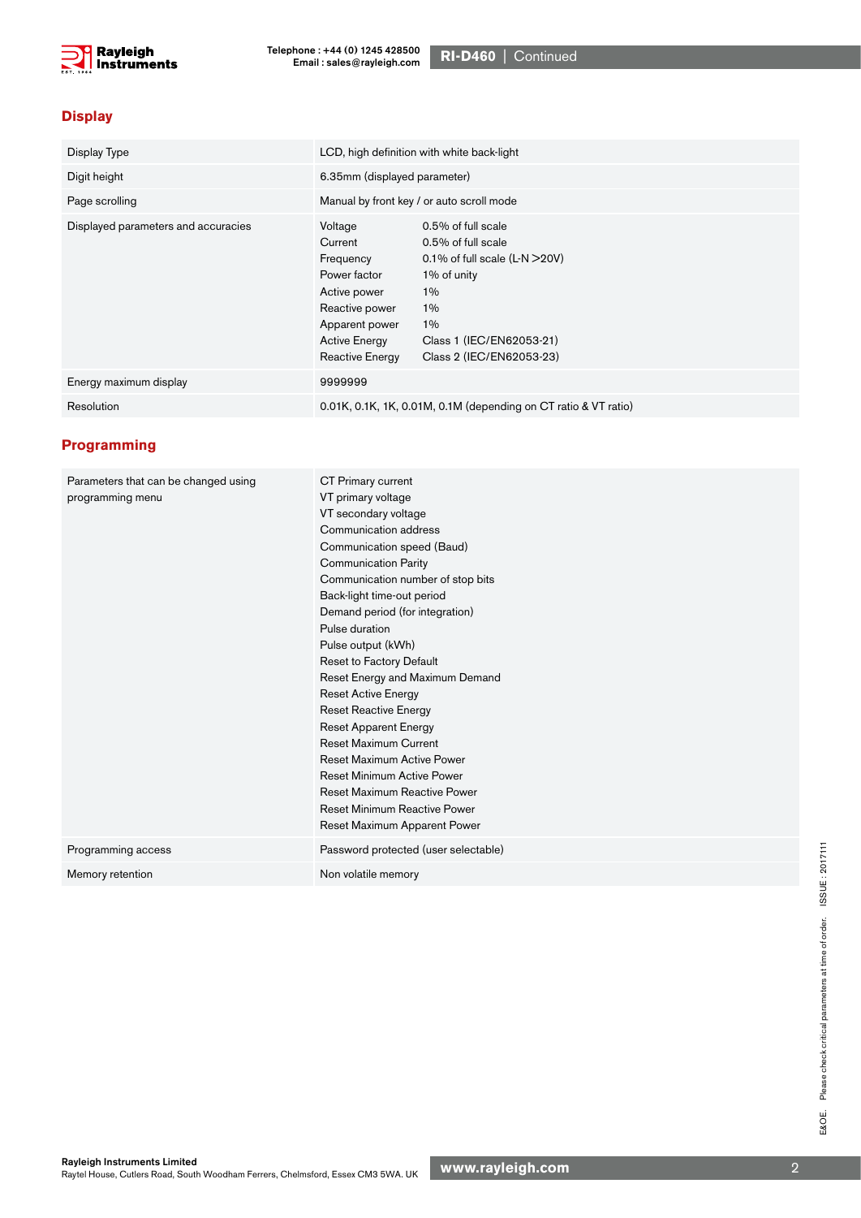## Display

| | |
|---|---|
| Display Type | LCD, high definition with white back-light |
| Digit height | 6.35mm (displayed parameter) |
| Page scrolling | Manual by front key / or auto scroll mode |
| Displayed parameters and accuracies | Voltage 0.5% of full scale<br>Current 0.5% of full scale<br>Frequency 0.1% of full scale (L-N >20V)<br>Power factor 1% of unity<br>Active power 1%<br>Reactive power 1%<br>Apparent power 1%<br>Active Energy Class 1 (IEC/EN62053-21)<br>Reactive Energy Class 2 (IEC/EN62053-23) |
| Energy maximum display | 9999999 |
| Resolution | 0.01K, 0.1K, 1K, 0.01M, 0.1M (depending on CT ratio & VT ratio) |

## Programming

| | |
|---|---|
| Parameters that can be changed using programming menu | CT Primary current<br>VT primary voltage<br>VT secondary voltage<br>Communication address<br>Communication speed (Baud)<br>Communication Parity<br>Communication number of stop bits<br>Back-light time-out period<br>Demand period (for integration)<br>Pulse duration<br>Pulse output (kWh)<br>Reset to Factory Default<br>Reset Energy and Maximum Demand<br>Reset Active Energy<br>Reset Reactive Energy<br>Reset Apparent Energy<br>Reset Maximum Current<br>Reset Maximum Active Power<br>Reset Minimum Active Power<br>Reset Maximum Reactive Power<br>Reset Minimum Reactive Power<br>Reset Maximum Apparent Power |
| Programming access | Password protected (user selectable) |
| Memory retention | Non volatile memory |

E&OE. Please check critical parameters at time of order. ISSUE : 2017111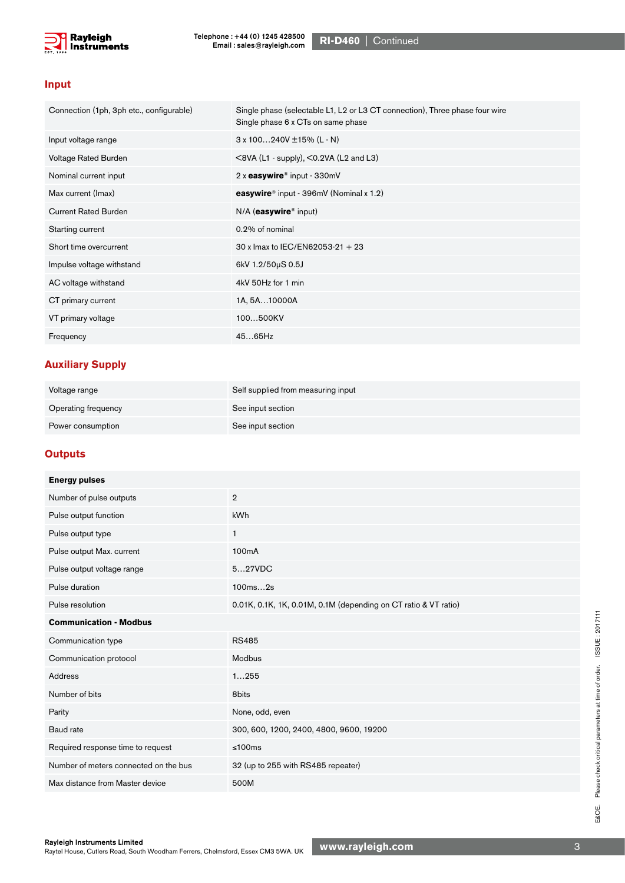## Input

| | |
|---|---|
| Connection (1ph, 3ph etc., configurable) | Single phase (selectable L1, L2 or L3 CT connection), Three phase four wire<br>Single phase 6 x CTs on same phase |
| Input voltage range | 3 x 100…240V ±15% (L - N) |
| Voltage Rated Burden | <8VA (L1 - supply), <0.2VA (L2 and L3) |
| Nominal current input | 2 x **easywire**® input - 330mV |
| Max current (Imax) | **easywire**® input - 396mV (Nominal x 1.2) |
| Current Rated Burden | N/A (**easywire**® input) |
| Starting current | 0.2% of nominal |
| Short time overcurrent | 30 x Imax to IEC/EN62053-21 + 23 |
| Impulse voltage withstand | 6kV 1.2/50μS 0.5J |
| AC voltage withstand | 4kV 50Hz for 1 min |
| CT primary current | 1A, 5A…10000A |
| VT primary voltage | 100…500KV |
| Frequency | 45…65Hz |

## Auxiliary Supply

| | |
|---|---|
| Voltage range | Self supplied from measuring input |
| Operating frequency | See input section |
| Power consumption | See input section |

## Outputs

| | |
|---|---|
| **Energy pulses** | |
| Number of pulse outputs | 2 |
| Pulse output function | kWh |
| Pulse output type | 1 |
| Pulse output Max. current | 100mA |
| Pulse output voltage range | 5…27VDC |
| Pulse duration | 100ms…2s |
| Pulse resolution | 0.01K, 0.1K, 1K, 0.01M, 0.1M (depending on CT ratio & VT ratio) |
| **Communication - Modbus** | |
| Communication type | RS485 |
| Communication protocol | Modbus |
| Address | 1…255 |
| Number of bits | 8bits |
| Parity | None, odd, even |
| Baud rate | 300, 600, 1200, 2400, 4800, 9600, 19200 |
| Required response time to request | ≤100ms |
| Number of meters connected on the bus | 32 (up to 255 with RS485 repeater) |
| Max distance from Master device | 500M |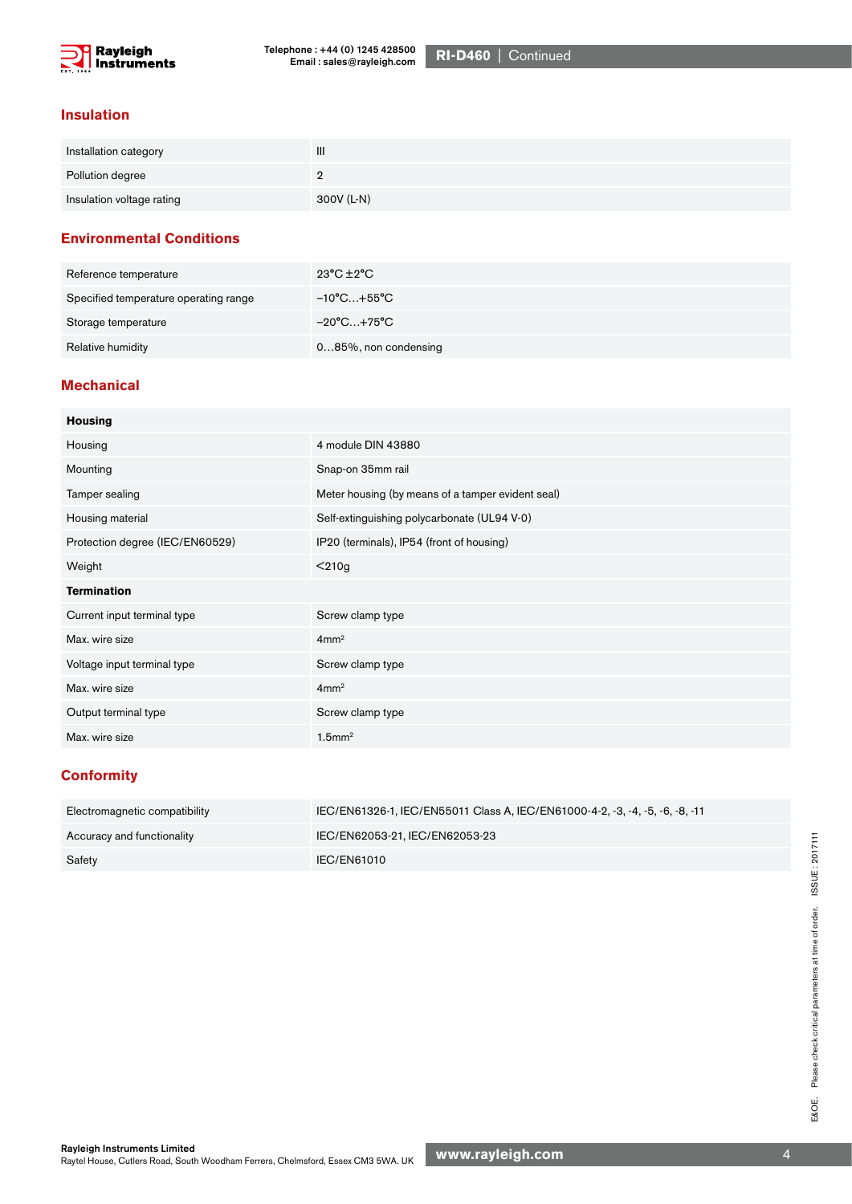## Insulation

| | |
|---|---|
| Installation category | III |
| Pollution degree | 2 |
| Insulation voltage rating | 300V (L-N) |

## Environmental Conditions

| | |
|---|---|
| Reference temperature | 23°C ±2°C |
| Specified temperature operating range | –10°C…+55°C |
| Storage temperature | –20°C…+75°C |
| Relative humidity | 0…85%, non condensing |

## Mechanical

| | |
|---|---|
| **Housing** | |
| Housing | 4 module DIN 43880 |
| Mounting | Snap-on 35mm rail |
| Tamper sealing | Meter housing (by means of a tamper evident seal) |
| Housing material | Self-extinguishing polycarbonate (UL94 V-0) |
| Protection degree (IEC/EN60529) | IP20 (terminals), IP54 (front of housing) |
| Weight | <210g |
| **Termination** | |
| Current input terminal type | Screw clamp type |
| Max. wire size | $4mm^2$ |
| Voltage input terminal type | Screw clamp type |
| Max. wire size | $4mm^2$ |
| Output terminal type | Screw clamp type |
| Max. wire size | $1.5mm^2$ |

## Conformity

| | |
|---|---|
| Electromagnetic compatibility | IEC/EN61326-1, IEC/EN55011 Class A, IEC/EN61000-4-2, -3, -4, -5, -6, -8, -11 |
| Accuracy and functionality | IEC/EN62053-21, IEC/EN62053-23 |
| Safety | IEC/EN61010 |

E&OE. Please check critical parameters at time of order. ISSUE : 2017111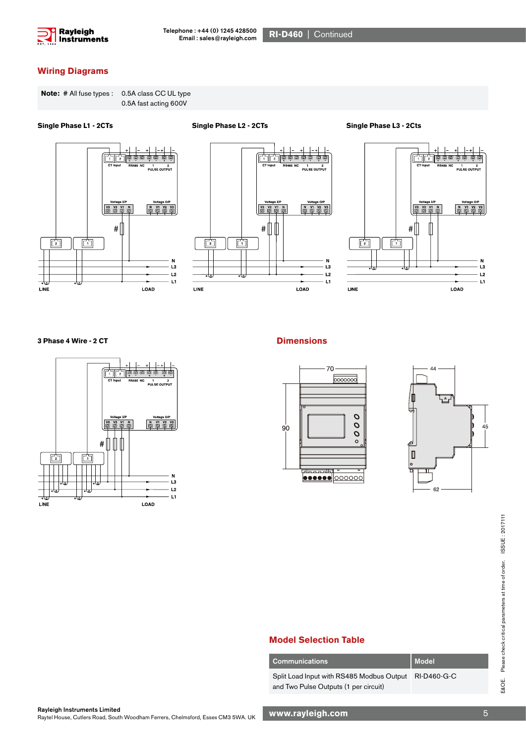## Wiring Diagrams

**Note:** # All fuse types : 0.5A class CC UL type
0.5A fast acting 600V

**Single Phase L1 - 2CTs**

CT Input
RS485 NC
PULSE OUTPUT
Voltage I/P
Voltage O/P
N
L3
L2
L1
LINE
LOAD

**Single Phase L2 - 2CTs**

CT Input
RS485 NC
PULSE OUTPUT
Voltage I/P
Voltage O/P
N
L3
L2
L1
LINE
LOAD

**Single Phase L3 - 2Cts**

CT Input
RS485 NC
PULSE OUTPUT
Voltage I/P
Voltage O/P
N
L3
L2
L1
LINE
LOAD

**3 Phase 4 Wire - 2 CT**

CT Input
RS485 NC
PULSE OUTPUT
Voltage I/P
Voltage O/P
N
L3
L2
L1
LINE
LOAD

## Dimensions

70
90
44
45
62

## Model Selection Table

| Communications | Model |
| --- | --- |
| Split Load Input with RS485 Modbus Output and Two Pulse Outputs (1 per circuit) | RI-D460-G-C |

E&OE. Please check critical parameters at time of order. ISSUE : 2017111

**Rayleigh Instruments Limited**
Raytel House, Cutlers Road, South Woodham Ferrers, Chelmsford, Essex CM3 5WA. UK

**www.rayleigh.com**